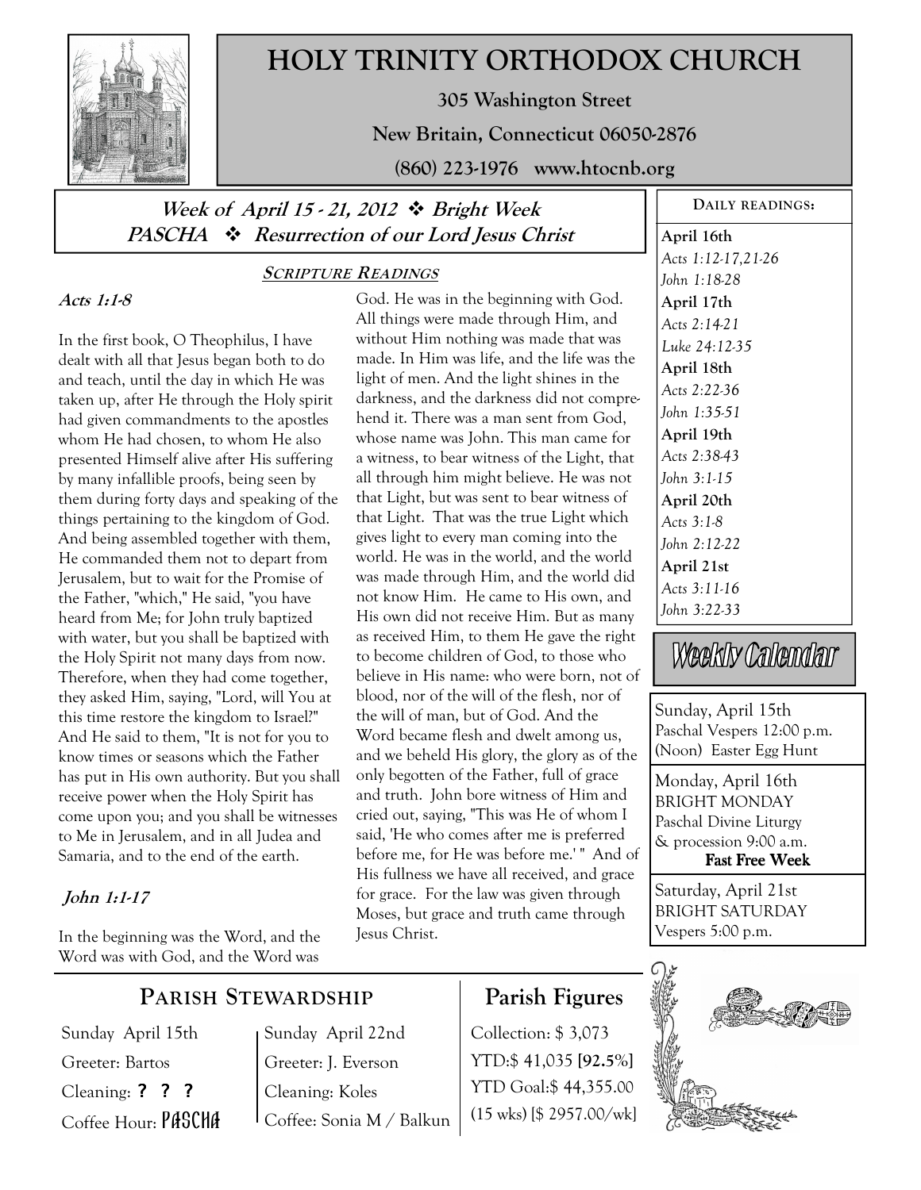# HOLY TRINITY ORTHODOX CHURCH

**305 Washington Street**

**New Britain, Connecticut 06050-2876**

**(860) 223-1976 www.htocnb.org**

## *Week of April 15 - 21, 2012 ❖ Bright Week*
## *PASCHA ❖ Resurrection of our Lord Jesus Christ*

### SCRIPTURE READINGS

***Acts 1:1-8***

In the first book, O Theophilus, I have dealt with all that Jesus began both to do and teach, until the day in which He was taken up, after He through the Holy spirit had given commandments to the apostles whom He had chosen, to whom He also presented Himself alive after His suffering by many infallible proofs, being seen by them during forty days and speaking of the things pertaining to the kingdom of God. And being assembled together with them, He commanded them not to depart from Jerusalem, but to wait for the Promise of the Father, "which," He said, "you have heard from Me; for John truly baptized with water, but you shall be baptized with the Holy Spirit not many days from now. Therefore, when they had come together, they asked Him, saying, "Lord, will You at this time restore the kingdom to Israel?" And He said to them, "It is not for you to know times or seasons which the Father has put in His own authority. But you shall receive power when the Holy Spirit has come upon you; and you shall be witnesses to Me in Jerusalem, and in all Judea and Samaria, and to the end of the earth.

***John 1:1-17***

In the beginning was the Word, and the Word was with God, and the Word was God. He was in the beginning with God. All things were made through Him, and without Him nothing was made that was made. In Him was life, and the life was the light of men. And the light shines in the darkness, and the darkness did not comprehend it. There was a man sent from God, whose name was John. This man came for a witness, to bear witness of the Light, that all through him might believe. He was not that Light, but was sent to bear witness of that Light. That was the true Light which gives light to every man coming into the world. He was in the world, and the world was made through Him, and the world did not know Him. He came to His own, and His own did not receive Him. But as many as received Him, to them He gave the right to become children of God, to those who believe in His name: who were born, not of blood, nor of the will of the flesh, nor of the will of man, but of God. And the Word became flesh and dwelt among us, and we beheld His glory, the glory as of the only begotten of the Father, full of grace and truth. John bore witness of Him and cried out, saying, "This was He of whom I said, 'He who comes after me is preferred before me, for He was before me.' " And of His fullness we have all received, and grace for grace. For the law was given through Moses, but grace and truth came through Jesus Christ.

### DAILY READINGS:

**April 16th**
*Acts 1:12-17,21-26*
*John 1:18-28*

**April 17th**
*Acts 2:14-21*
*Luke 24:12-35*

**April 18th**
*Acts 2:22-36*
*John 1:35-51*

**April 19th**
*Acts 2:38-43*
*John 3:1-15*

**April 20th**
*Acts 3:1-8*
*John 2:12-22*

**April 21st**
*Acts 3:11-16*
*John 3:22-33*

### Weekly Calendar

Sunday, April 15th
Paschal Vespers 12:00 p.m.
(Noon) Easter Egg Hunt

Monday, April 16th
BRIGHT MONDAY
Paschal Divine Liturgy
& procession 9:00 a.m.
**Fast Free Week**

Saturday, April 21st
BRIGHT SATURDAY
Vespers 5:00 p.m.

## PARISH STEWARDSHIP

Sunday April 15th
Greeter: Bartos
Cleaning: **? ? ?**
Coffee Hour: PASCHA

Sunday April 22nd
Greeter: J. Everson
Cleaning: Koles
Coffee: Sonia M / Balkun

## Parish Figures

Collection: $ 3,073
YTD:$ 41,035 **[92.5%]**
YTD Goal:$ 44,355.00
(15 wks) [$ 2957.00/wk]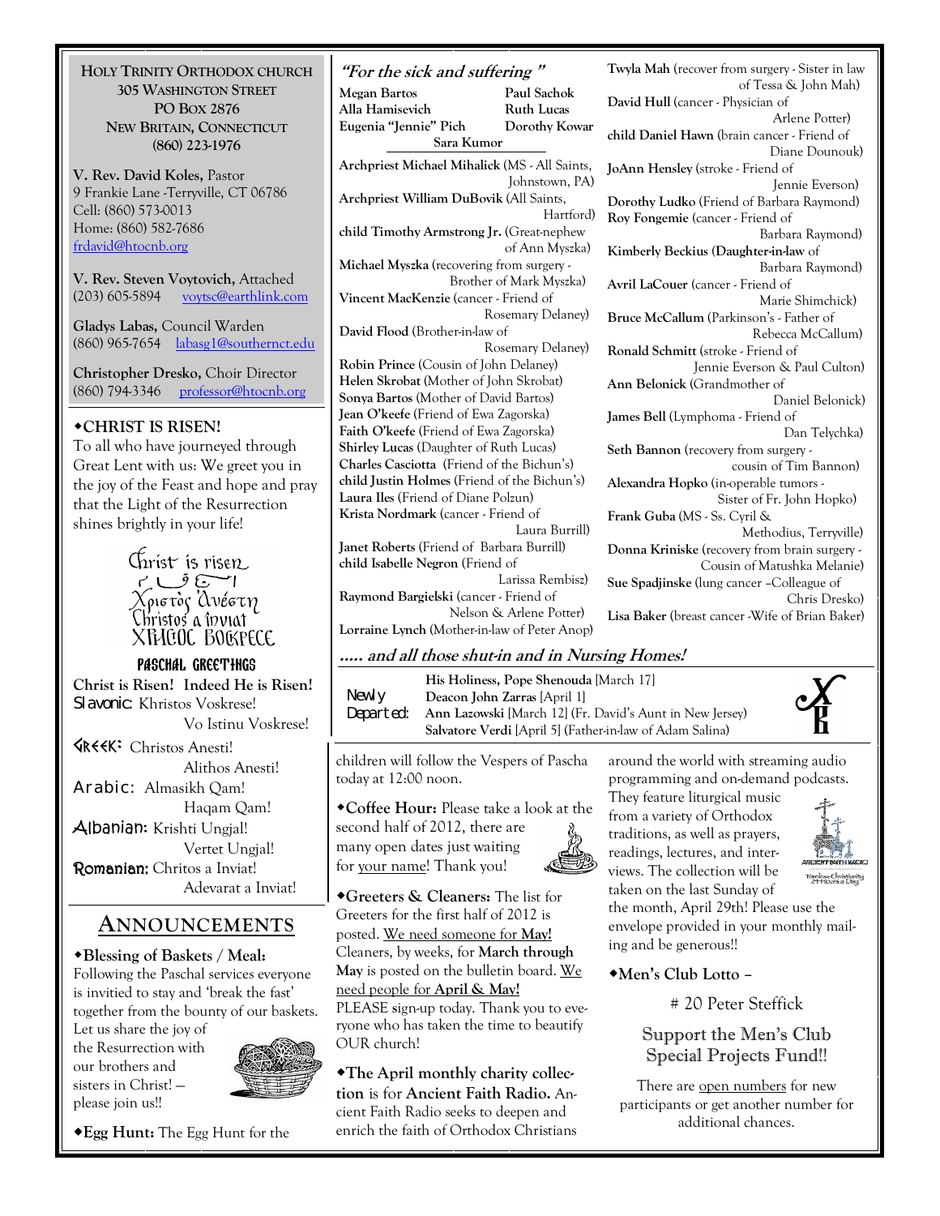**HOLY TRINITY ORTHODOX CHURCH**
**305 WASHINGTON STREET**
**PO BOX 2876**
**NEW BRITAIN, CONNECTICUT**
**(860) 223-1976**

**V. Rev. David Koles,** Pastor
9 Frankie Lane -Terryville, CT 06786
Cell: (860) 573-0013
Home: (860) 582-7686
frdavid@htocnb.org

**V. Rev. Steven Voytovich,** Attached
(203) 605-5894 voytsc@earthlink.com

**Gladys Labas,** Council Warden
(860) 965-7654 labasg1@southernct.edu

**Christopher Dresko,** Choir Director
(860) 794-3346 professor@htocnb.org

**◆CHRIST IS RISEN!**

To all who have journeyed through Great Lent with us: We greet you in the joy of the Feast and hope and pray that the Light of the Resurrection shines brightly in your life!

Christ is risen
Χριστὸς Ἀνέστη
Christos a înviat
ХРИСОС ВОСКРЕСЕ

**PASCHAL GREETINGS**

**Christ is Risen! Indeed He is Risen!**

Slavonic: Khristos Voskrese! / Vo Istinu Voskrese!

Greek: Christos Anesti! / Alithos Anesti!

Arabic: Almasikh Qam! / Haqam Qam!

Albanian: Krishti Ungjal! / Vertet Ungjal!

Romanian: Christos a Inviat! / Adevarat a Inviat!

## ANNOUNCEMENTS

**◆Blessing of Baskets / Meal:** Following the Paschal services everyone is invited to stay and 'break the fast' together from the bounty of our baskets. Let us share the joy of the Resurrection with our brothers and sisters in Christ! — please join us!!

**◆Egg Hunt:** The Egg Hunt for the children will follow the Vespers of Pascha today at 12:00 noon.

**◆Coffee Hour:** Please take a look at the second half of 2012, there are many open dates just waiting for your name! Thank you!

**◆Greeters & Cleaners:** The list for Greeters for the first half of 2012 is posted. We need someone for **May!** Cleaners, by weeks, for **March through May** is posted on the bulletin board. We need people for **April & May!** PLEASE sign-up today. Thank you to everyone who has taken the time to beautify OUR church!

**◆The April monthly charity collection** is for **Ancient Faith Radio.** Ancient Faith Radio seeks to deepen and enrich the faith of Orthodox Christians around the world with streaming audio programming and on-demand podcasts. They feature liturgical music from a variety of Orthodox traditions, as well as prayers, readings, lectures, and interviews. The collection will be taken on the last Sunday of the month, April 29th! Please use the envelope provided in your monthly mailing and be generous!!

**◆Men's Club Lotto –**

\# 20 Peter Steffick

Support the Men's Club Special Projects Fund!!

There are open numbers for new participants or get another number for additional chances.

## *"For the sick and suffering"*

**Megan Bartos**, **Paul Sachok**, **Alla Hamisevich**, **Ruth Lucas**, **Eugenia "Jennie" Pich**, **Dorothy Kowar**, **Sara Kumor**

**Archpriest Michael Mihalick** (MS - All Saints, Johnstown, PA)
**Archpriest William DuBovik** (All Saints, Hartford)
**child Timothy Armstrong Jr.** (Great-nephew of Ann Myszka)
**Michael Myszka** (recovering from surgery - Brother of Mark Myszka)
**Vincent MacKenzie** (cancer - Friend of Rosemary Delaney)
**David Flood** (Brother-in-law of Rosemary Delaney)
**Robin Prince** (Cousin of John Delaney)
**Helen Skrobat** (Mother of John Skrobat)
**Sonya Bartos** (Mother of David Bartos)
**Jean O'keefe** (Friend of Ewa Zagorska)
**Faith O'keefe** (Friend of Ewa Zagorska)
**Shirley Lucas** (Daughter of Ruth Lucas)
**Charles Casciotta** (Friend of the Bichun's)
**child Justin Holmes** (Friend of the Bichun's)
**Laura Iles** (Friend of Diane Polzun)
**Krista Nordmark** (cancer - Friend of Laura Burrill)
**Janet Roberts** (Friend of Barbara Burrill)
**child Isabelle Negron** (Friend of Larissa Rembisz)
**Raymond Bargielski** (cancer - Friend of Nelson & Arlene Potter)
**Lorraine Lynch** (Mother-in-law of Peter Anop)
**Twyla Mah** (recover from surgery - Sister in law of Tessa & John Mah)
**David Hull** (cancer - Physician of Arlene Potter)
**child Daniel Hawn** (brain cancer - Friend of Diane Dounouk)
**JoAnn Hensley** (stroke - Friend of Jennie Everson)
**Dorothy Ludko** (Friend of Barbara Raymond)
**Roy Fongemie** (cancer - Friend of Barbara Raymond)
**Kimberly Beckius** (**Daughter-in-law** of Barbara Raymond)
**Avril LaCouer** (cancer - Friend of Marie Shimchick)
**Bruce McCallum** (Parkinson's - Father of Rebecca McCallum)
**Ronald Schmitt** (stroke - Friend of Jennie Everson & Paul Culton)
**Ann Belonick** (Grandmother of Daniel Belonick)
**James Bell** (Lymphoma - Friend of Dan Telychka)
**Seth Bannon** (recovery from surgery - cousin of Tim Bannon)
**Alexandra Hopko** (in-operable tumors - Sister of Fr. John Hopko)
**Frank Guba** (MS - Ss. Cyril & Methodius, Terryville)
**Donna Kriniske** (recovery from brain surgery - Cousin of Matushka Melanie)
**Sue Spadjinske** (lung cancer –Colleague of Chris Dresko)
**Lisa Baker** (breast cancer -Wife of Brian Baker)

*..... and all those shut-in and in Nursing Homes!*

**Newly Departed:**
**His Holiness, Pope Shenouda** [March 17]
**Deacon John Zarras** [April 1]
**Ann Lazowski** [March 12] (Fr. David's Aunt in New Jersey)
**Salvatore Verdi** [April 5] (Father-in-law of Adam Salina)